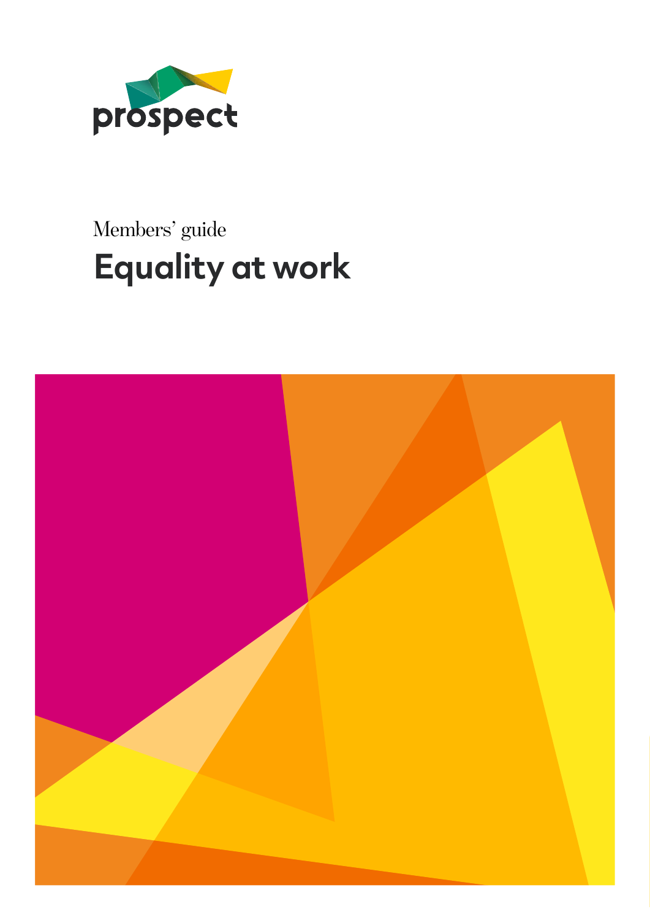prospect

Members' guide

# Equality at work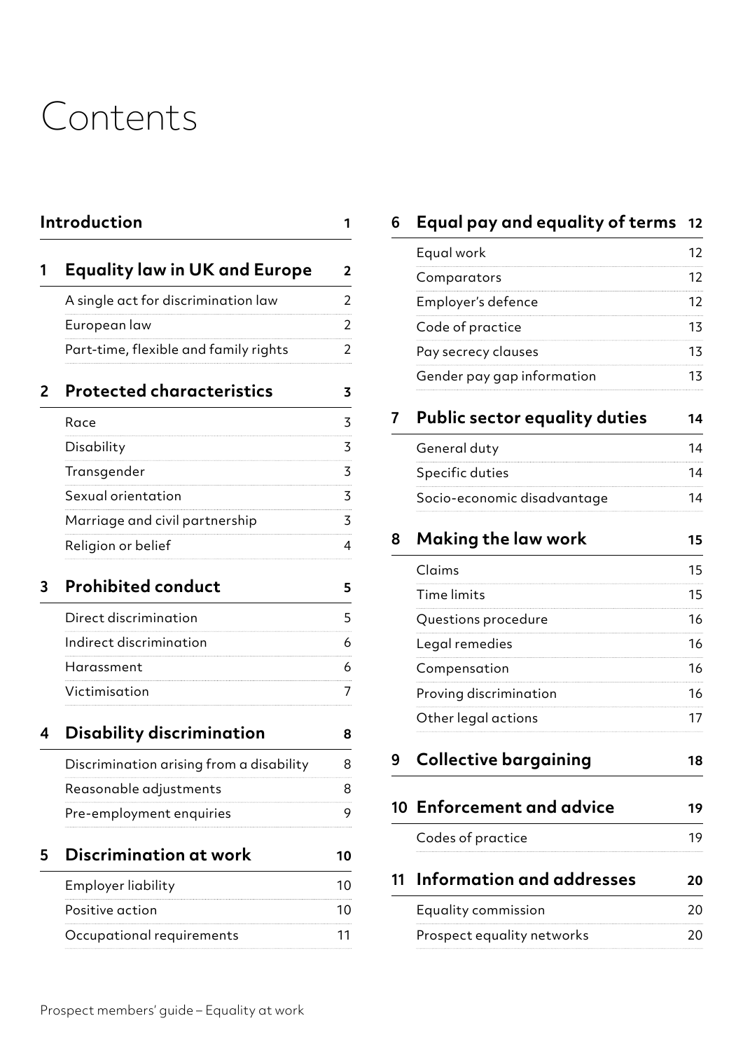# Contents

| | | |
|---|---|---|
| | **Introduction** | **1** |
| **1** | **Equality law in UK and Europe** | **2** |
| | A single act for discrimination law | 2 |
| | European law | 2 |
| | Part-time, flexible and family rights | 2 |
| **2** | **Protected characteristics** | **3** |
| | Race | 3 |
| | Disability | 3 |
| | Transgender | 3 |
| | Sexual orientation | 3 |
| | Marriage and civil partnership | 3 |
| | Religion or belief | 4 |
| **3** | **Prohibited conduct** | **5** |
| | Direct discrimination | 5 |
| | Indirect discrimination | 6 |
| | Harassment | 6 |
| | Victimisation | 7 |
| **4** | **Disability discrimination** | **8** |
| | Discrimination arising from a disability | 8 |
| | Reasonable adjustments | 8 |
| | Pre-employment enquiries | 9 |
| **5** | **Discrimination at work** | **10** |
| | Employer liability | 10 |
| | Positive action | 10 |
| | Occupational requirements | 11 |
| **6** | **Equal pay and equality of terms** | **12** |
| | Equal work | 12 |
| | Comparators | 12 |
| | Employer's defence | 12 |
| | Code of practice | 13 |
| | Pay secrecy clauses | 13 |
| | Gender pay gap information | 13 |
| **7** | **Public sector equality duties** | **14** |
| | General duty | 14 |
| | Specific duties | 14 |
| | Socio-economic disadvantage | 14 |
| **8** | **Making the law work** | **15** |
| | Claims | 15 |
| | Time limits | 15 |
| | Questions procedure | 16 |
| | Legal remedies | 16 |
| | Compensation | 16 |
| | Proving discrimination | 16 |
| | Other legal actions | 17 |
| **9** | **Collective bargaining** | **18** |
| **10** | **Enforcement and advice** | **19** |
| | Codes of practice | 19 |
| **11** | **Information and addresses** | **20** |
| | Equality commission | 20 |
| | Prospect equality networks | 20 |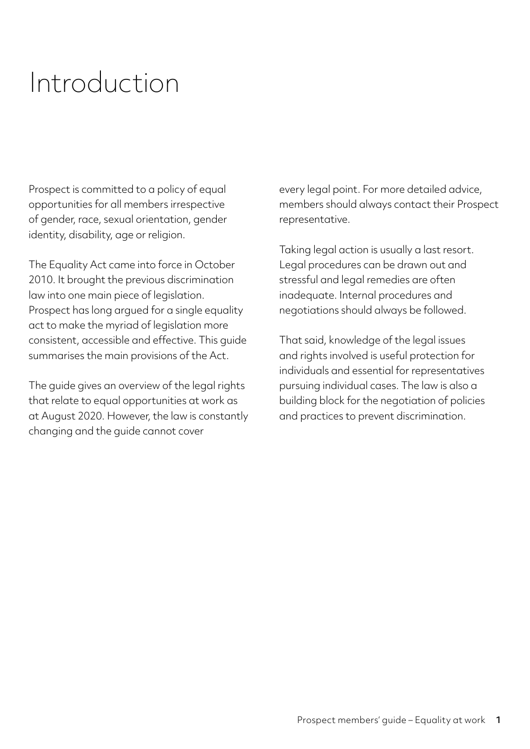# Introduction

Prospect is committed to a policy of equal opportunities for all members irrespective of gender, race, sexual orientation, gender identity, disability, age or religion.

The Equality Act came into force in October 2010. It brought the previous discrimination law into one main piece of legislation. Prospect has long argued for a single equality act to make the myriad of legislation more consistent, accessible and effective. This guide summarises the main provisions of the Act.

The guide gives an overview of the legal rights that relate to equal opportunities at work as at August 2020. However, the law is constantly changing and the guide cannot cover every legal point. For more detailed advice, members should always contact their Prospect representative.

Taking legal action is usually a last resort. Legal procedures can be drawn out and stressful and legal remedies are often inadequate. Internal procedures and negotiations should always be followed.

That said, knowledge of the legal issues and rights involved is useful protection for individuals and essential for representatives pursuing individual cases. The law is also a building block for the negotiation of policies and practices to prevent discrimination.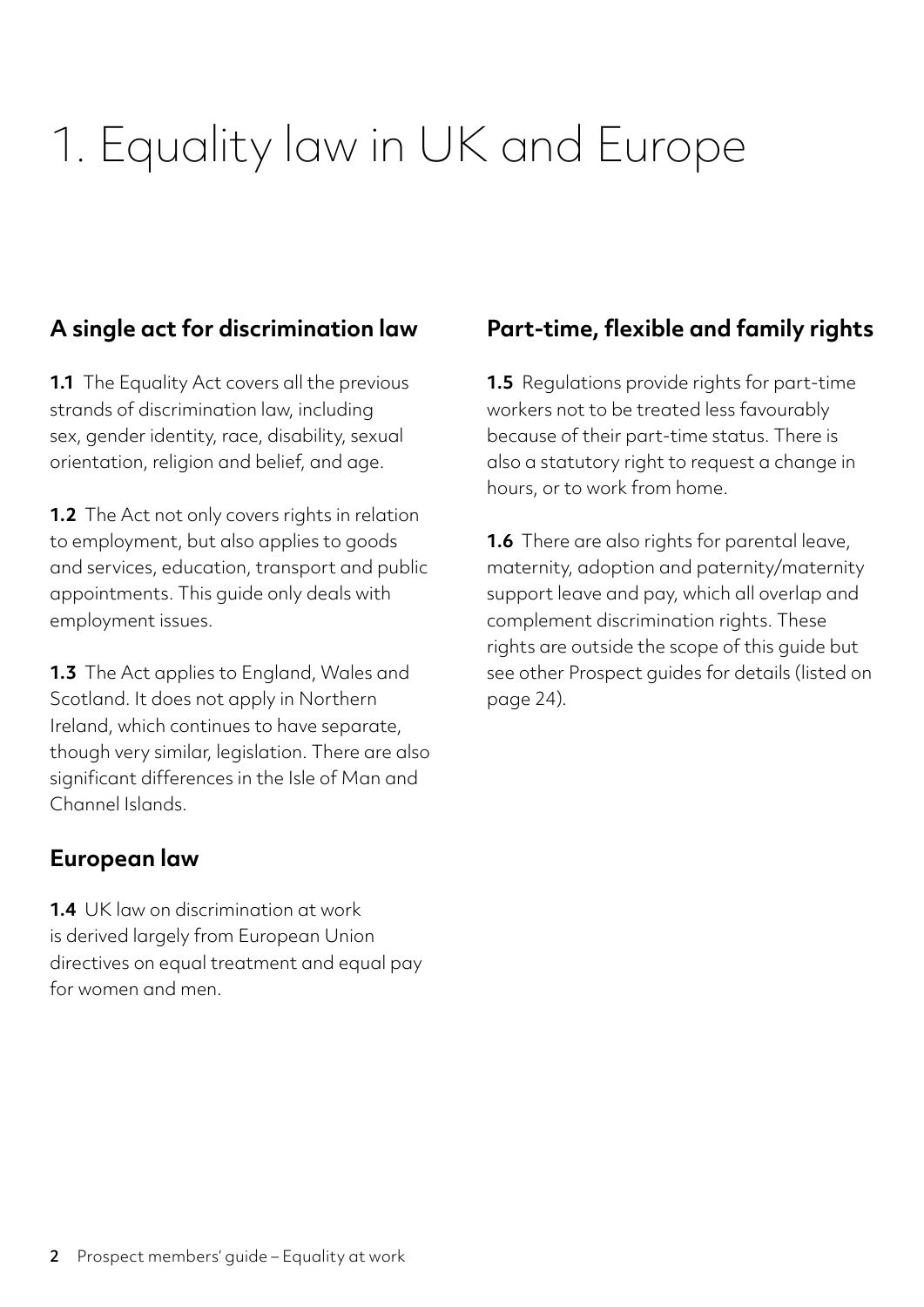# 1. Equality law in UK and Europe

## A single act for discrimination law

**1.1** The Equality Act covers all the previous strands of discrimination law, including sex, gender identity, race, disability, sexual orientation, religion and belief, and age.

**1.2** The Act not only covers rights in relation to employment, but also applies to goods and services, education, transport and public appointments. This guide only deals with employment issues.

**1.3** The Act applies to England, Wales and Scotland. It does not apply in Northern Ireland, which continues to have separate, though very similar, legislation. There are also significant differences in the Isle of Man and Channel Islands.

## European law

**1.4** UK law on discrimination at work is derived largely from European Union directives on equal treatment and equal pay for women and men.

## Part-time, flexible and family rights

**1.5** Regulations provide rights for part-time workers not to be treated less favourably because of their part-time status. There is also a statutory right to request a change in hours, or to work from home.

**1.6** There are also rights for parental leave, maternity, adoption and paternity/maternity support leave and pay, which all overlap and complement discrimination rights. These rights are outside the scope of this guide but see other Prospect guides for details (listed on page 24).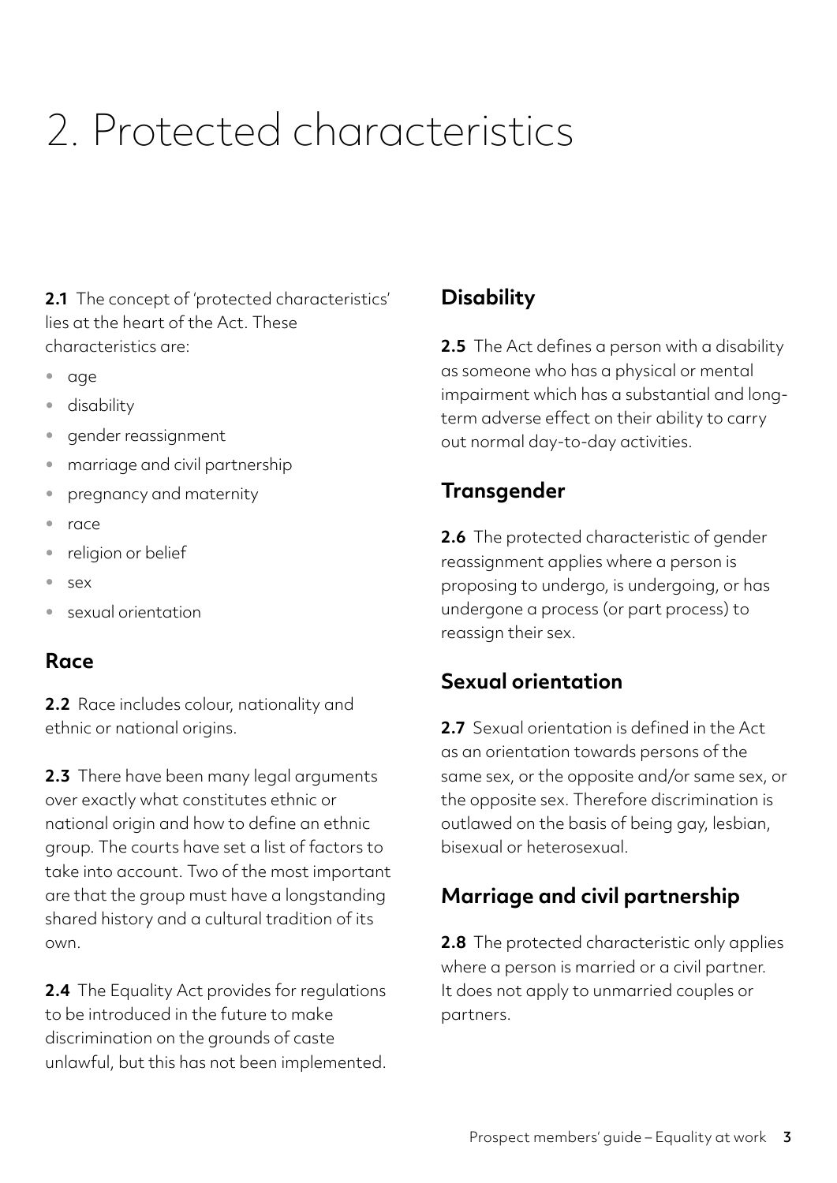# 2. Protected characteristics

**2.1** The concept of 'protected characteristics' lies at the heart of the Act. These characteristics are:

- age
- disability
- gender reassignment
- marriage and civil partnership
- pregnancy and maternity
- race
- religion or belief
- sex
- sexual orientation

## Race

**2.2** Race includes colour, nationality and ethnic or national origins.

**2.3** There have been many legal arguments over exactly what constitutes ethnic or national origin and how to define an ethnic group. The courts have set a list of factors to take into account. Two of the most important are that the group must have a longstanding shared history and a cultural tradition of its own.

**2.4** The Equality Act provides for regulations to be introduced in the future to make discrimination on the grounds of caste unlawful, but this has not been implemented.

## Disability

**2.5** The Act defines a person with a disability as someone who has a physical or mental impairment which has a substantial and long-term adverse effect on their ability to carry out normal day-to-day activities.

## Transgender

**2.6** The protected characteristic of gender reassignment applies where a person is proposing to undergo, is undergoing, or has undergone a process (or part process) to reassign their sex.

## Sexual orientation

**2.7** Sexual orientation is defined in the Act as an orientation towards persons of the same sex, or the opposite and/or same sex, or the opposite sex. Therefore discrimination is outlawed on the basis of being gay, lesbian, bisexual or heterosexual.

## Marriage and civil partnership

**2.8** The protected characteristic only applies where a person is married or a civil partner. It does not apply to unmarried couples or partners.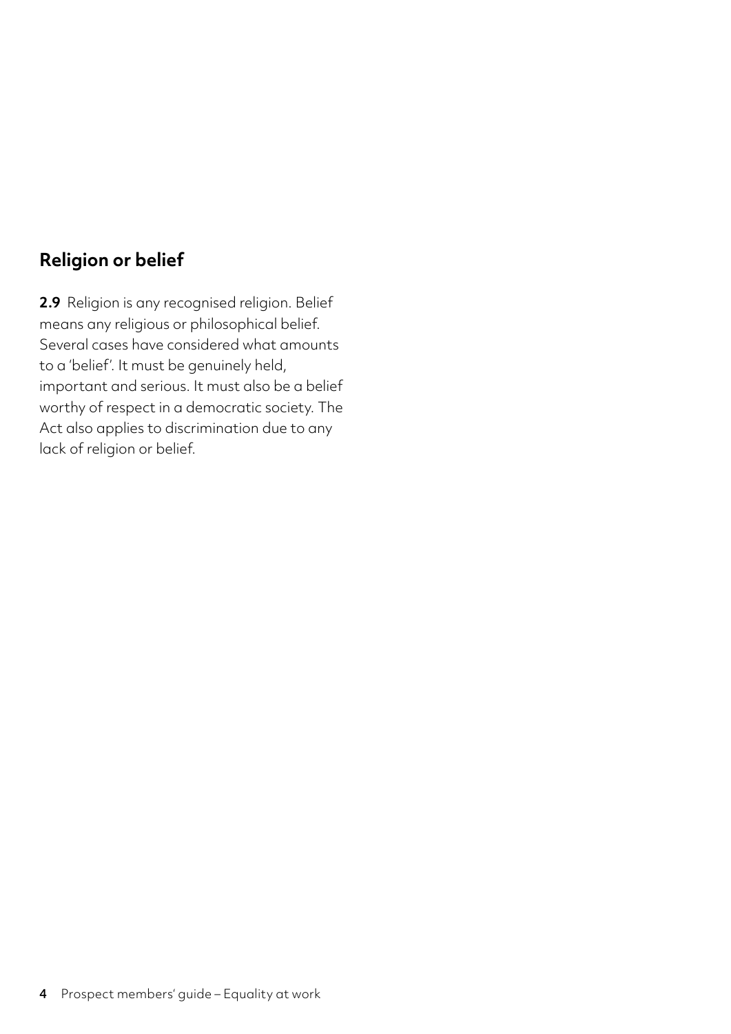## Religion or belief

**2.9** Religion is any recognised religion. Belief means any religious or philosophical belief. Several cases have considered what amounts to a 'belief'. It must be genuinely held, important and serious. It must also be a belief worthy of respect in a democratic society. The Act also applies to discrimination due to any lack of religion or belief.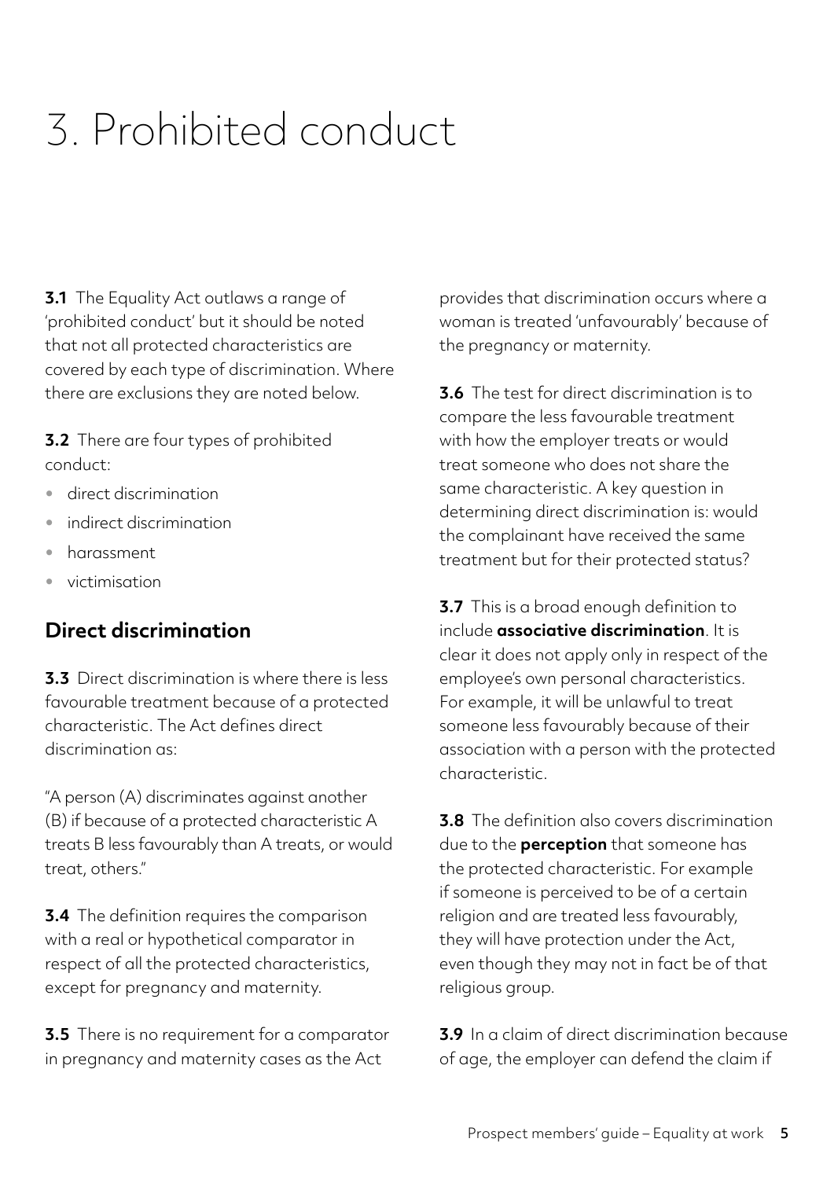# 3. Prohibited conduct

**3.1** The Equality Act outlaws a range of 'prohibited conduct' but it should be noted that not all protected characteristics are covered by each type of discrimination. Where there are exclusions they are noted below.

**3.2** There are four types of prohibited conduct:

- direct discrimination
- indirect discrimination
- harassment
- victimisation

## Direct discrimination

**3.3** Direct discrimination is where there is less favourable treatment because of a protected characteristic. The Act defines direct discrimination as:

"A person (A) discriminates against another (B) if because of a protected characteristic A treats B less favourably than A treats, or would treat, others."

**3.4** The definition requires the comparison with a real or hypothetical comparator in respect of all the protected characteristics, except for pregnancy and maternity.

**3.5** There is no requirement for a comparator in pregnancy and maternity cases as the Act provides that discrimination occurs where a woman is treated 'unfavourably' because of the pregnancy or maternity.

**3.6** The test for direct discrimination is to compare the less favourable treatment with how the employer treats or would treat someone who does not share the same characteristic. A key question in determining direct discrimination is: would the complainant have received the same treatment but for their protected status?

**3.7** This is a broad enough definition to include **associative discrimination**. It is clear it does not apply only in respect of the employee's own personal characteristics. For example, it will be unlawful to treat someone less favourably because of their association with a person with the protected characteristic.

**3.8** The definition also covers discrimination due to the **perception** that someone has the protected characteristic. For example if someone is perceived to be of a certain religion and are treated less favourably, they will have protection under the Act, even though they may not in fact be of that religious group.

**3.9** In a claim of direct discrimination because of age, the employer can defend the claim if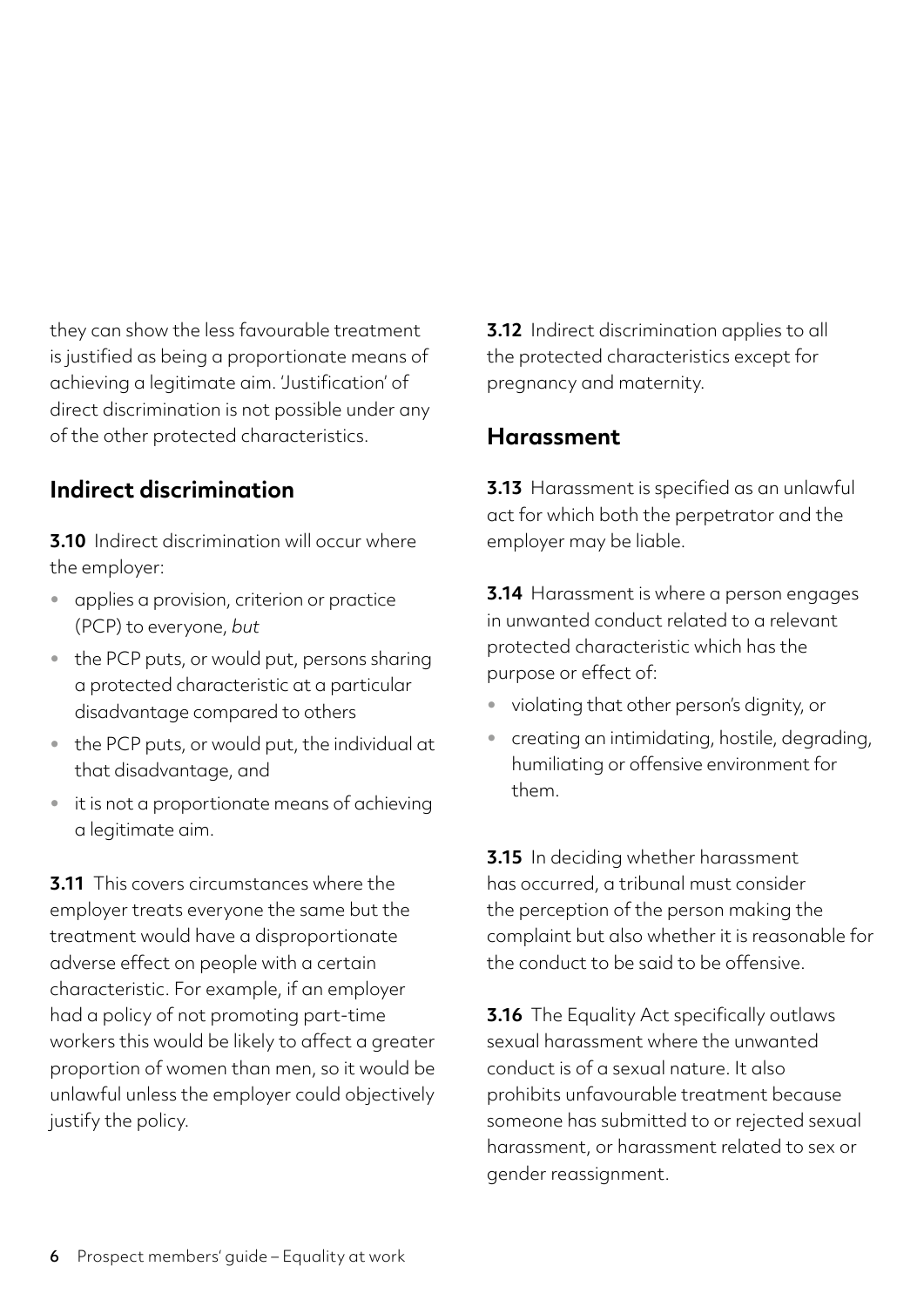they can show the less favourable treatment is justified as being a proportionate means of achieving a legitimate aim. 'Justification' of direct discrimination is not possible under any of the other protected characteristics.

## Indirect discrimination

**3.10** Indirect discrimination will occur where the employer:

- applies a provision, criterion or practice (PCP) to everyone, *but*
- the PCP puts, or would put, persons sharing a protected characteristic at a particular disadvantage compared to others
- the PCP puts, or would put, the individual at that disadvantage, and
- it is not a proportionate means of achieving a legitimate aim.

**3.11** This covers circumstances where the employer treats everyone the same but the treatment would have a disproportionate adverse effect on people with a certain characteristic. For example, if an employer had a policy of not promoting part-time workers this would be likely to affect a greater proportion of women than men, so it would be unlawful unless the employer could objectively justify the policy.

**3.12** Indirect discrimination applies to all the protected characteristics except for pregnancy and maternity.

## Harassment

**3.13** Harassment is specified as an unlawful act for which both the perpetrator and the employer may be liable.

**3.14** Harassment is where a person engages in unwanted conduct related to a relevant protected characteristic which has the purpose or effect of:

- violating that other person's dignity, or
- creating an intimidating, hostile, degrading, humiliating or offensive environment for them.

**3.15** In deciding whether harassment has occurred, a tribunal must consider the perception of the person making the complaint but also whether it is reasonable for the conduct to be said to be offensive.

**3.16** The Equality Act specifically outlaws sexual harassment where the unwanted conduct is of a sexual nature. It also prohibits unfavourable treatment because someone has submitted to or rejected sexual harassment, or harassment related to sex or gender reassignment.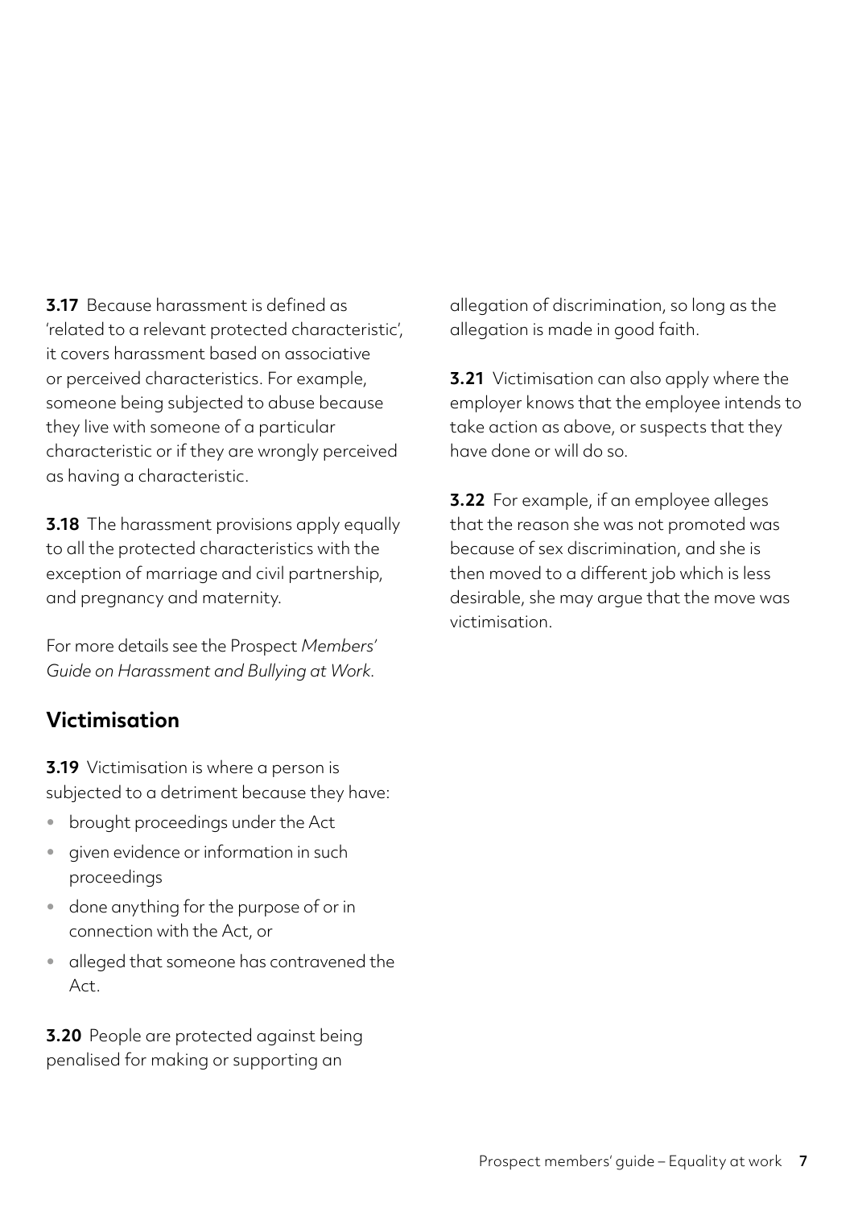**3.17** Because harassment is defined as 'related to a relevant protected characteristic', it covers harassment based on associative or perceived characteristics. For example, someone being subjected to abuse because they live with someone of a particular characteristic or if they are wrongly perceived as having a characteristic.

**3.18** The harassment provisions apply equally to all the protected characteristics with the exception of marriage and civil partnership, and pregnancy and maternity.

For more details see the Prospect *Members' Guide on Harassment and Bullying at Work.*

## Victimisation

**3.19** Victimisation is where a person is subjected to a detriment because they have:

- brought proceedings under the Act
- given evidence or information in such proceedings
- done anything for the purpose of or in connection with the Act, or
- alleged that someone has contravened the Act.

**3.20** People are protected against being penalised for making or supporting an allegation of discrimination, so long as the allegation is made in good faith.

**3.21** Victimisation can also apply where the employer knows that the employee intends to take action as above, or suspects that they have done or will do so.

**3.22** For example, if an employee alleges that the reason she was not promoted was because of sex discrimination, and she is then moved to a different job which is less desirable, she may argue that the move was victimisation.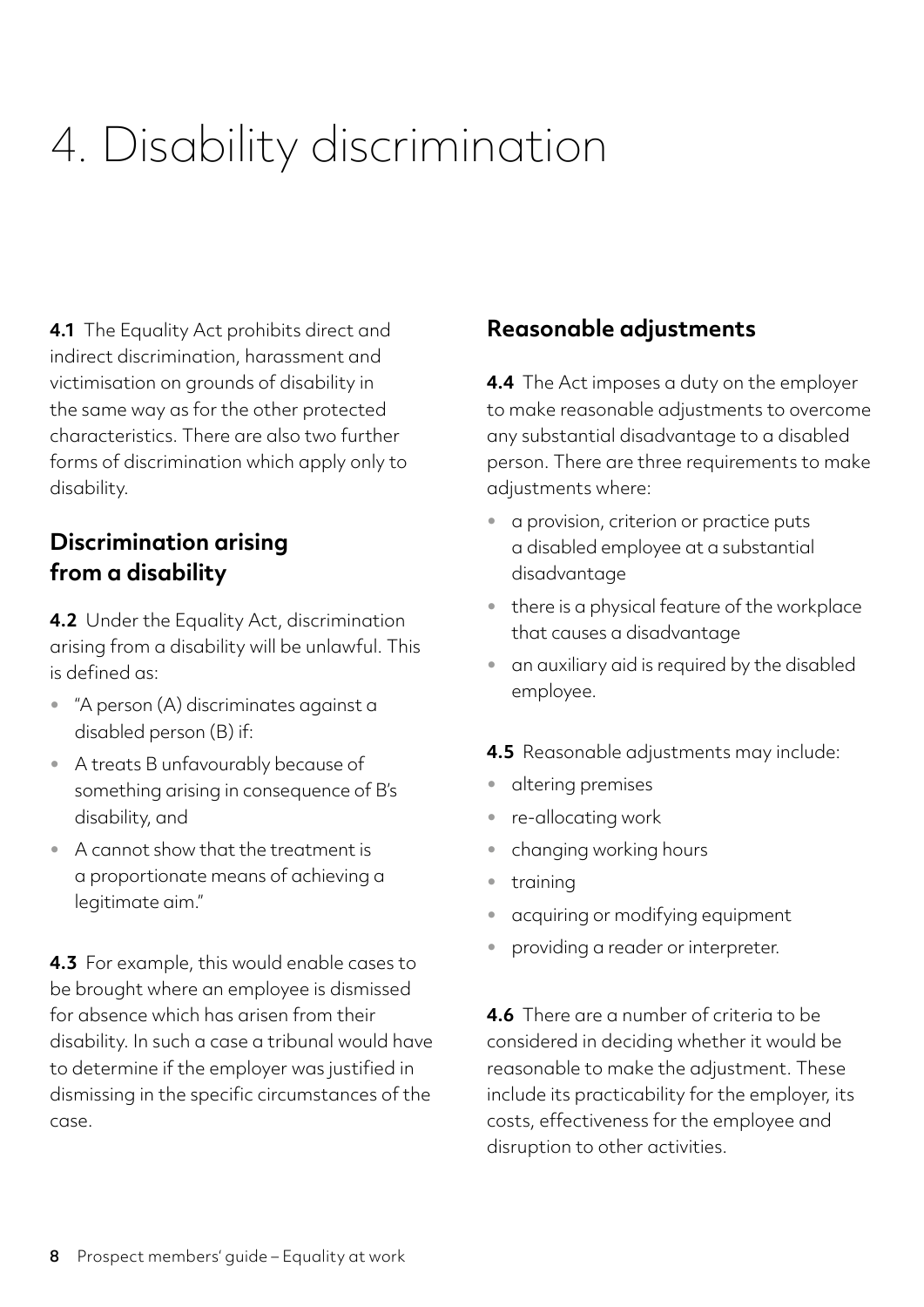# 4. Disability discrimination

**4.1** The Equality Act prohibits direct and indirect discrimination, harassment and victimisation on grounds of disability in the same way as for the other protected characteristics. There are also two further forms of discrimination which apply only to disability.

## Discrimination arising from a disability

**4.2** Under the Equality Act, discrimination arising from a disability will be unlawful. This is defined as:

- "A person (A) discriminates against a disabled person (B) if:
- A treats B unfavourably because of something arising in consequence of B's disability, and
- A cannot show that the treatment is a proportionate means of achieving a legitimate aim."

**4.3** For example, this would enable cases to be brought where an employee is dismissed for absence which has arisen from their disability. In such a case a tribunal would have to determine if the employer was justified in dismissing in the specific circumstances of the case.

## Reasonable adjustments

**4.4** The Act imposes a duty on the employer to make reasonable adjustments to overcome any substantial disadvantage to a disabled person. There are three requirements to make adjustments where:

- a provision, criterion or practice puts a disabled employee at a substantial disadvantage
- there is a physical feature of the workplace that causes a disadvantage
- an auxiliary aid is required by the disabled employee.

**4.5** Reasonable adjustments may include:

- altering premises
- re-allocating work
- changing working hours
- training
- acquiring or modifying equipment
- providing a reader or interpreter.

**4.6** There are a number of criteria to be considered in deciding whether it would be reasonable to make the adjustment. These include its practicability for the employer, its costs, effectiveness for the employee and disruption to other activities.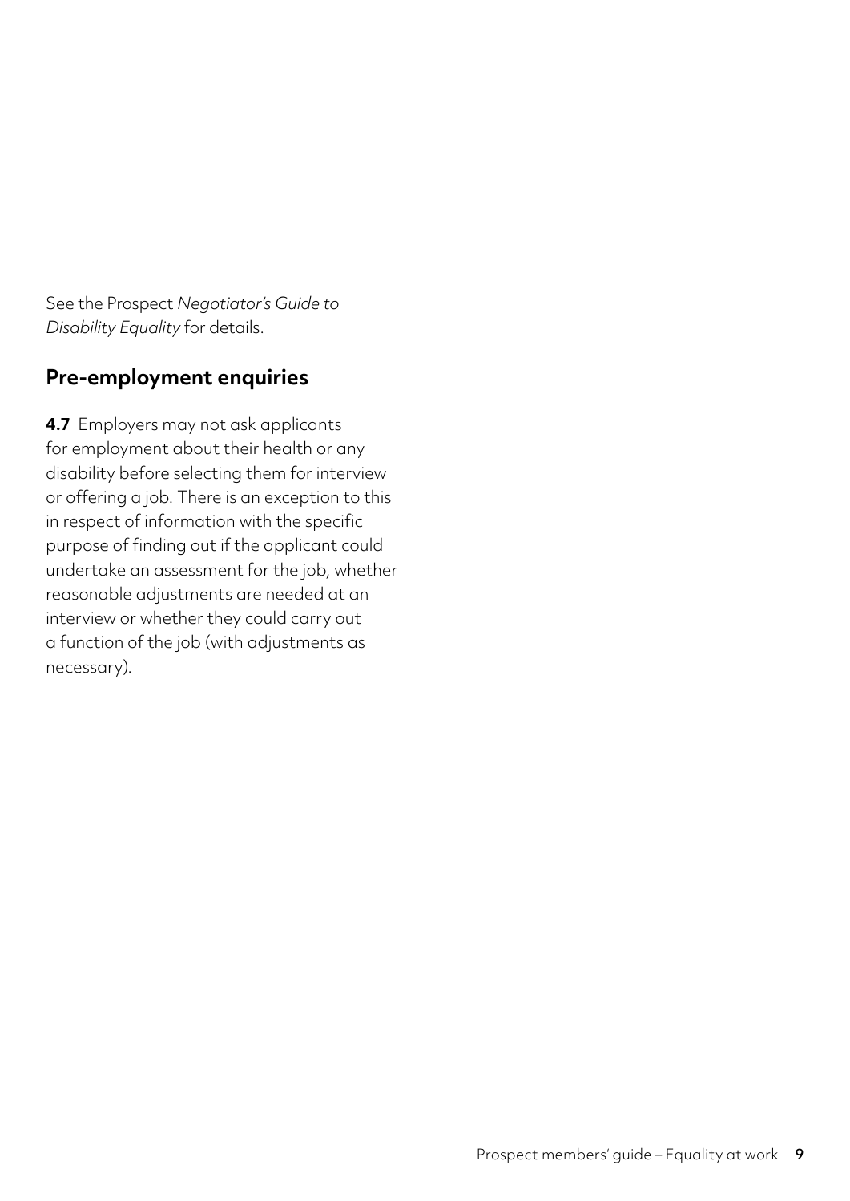See the Prospect *Negotiator's Guide to Disability Equality* for details.

## Pre-employment enquiries

**4.7** Employers may not ask applicants for employment about their health or any disability before selecting them for interview or offering a job. There is an exception to this in respect of information with the specific purpose of finding out if the applicant could undertake an assessment for the job, whether reasonable adjustments are needed at an interview or whether they could carry out a function of the job (with adjustments as necessary).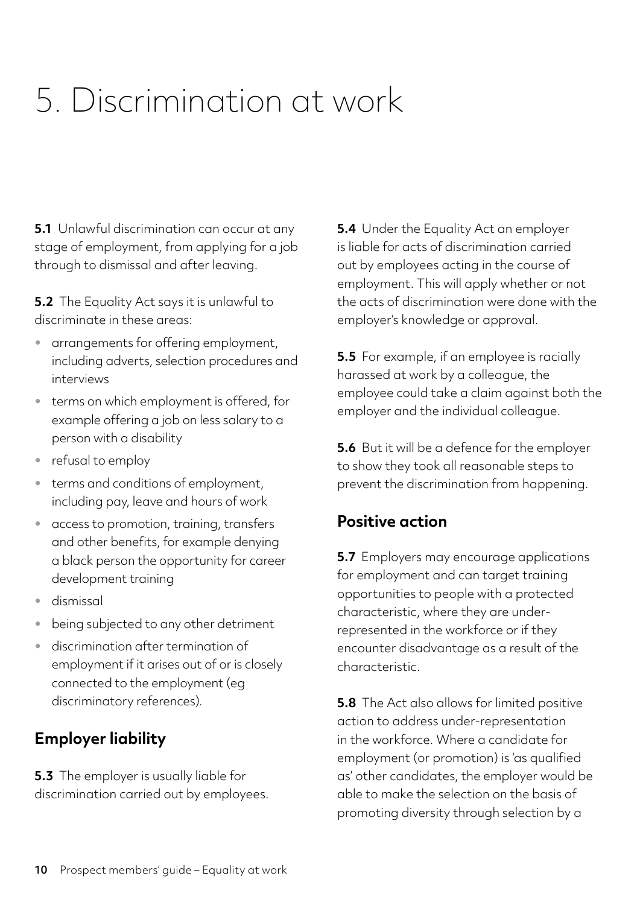# 5. Discrimination at work

**5.1** Unlawful discrimination can occur at any stage of employment, from applying for a job through to dismissal and after leaving.

**5.2** The Equality Act says it is unlawful to discriminate in these areas:

- arrangements for offering employment, including adverts, selection procedures and interviews
- terms on which employment is offered, for example offering a job on less salary to a person with a disability
- refusal to employ
- terms and conditions of employment, including pay, leave and hours of work
- access to promotion, training, transfers and other benefits, for example denying a black person the opportunity for career development training
- dismissal
- being subjected to any other detriment
- discrimination after termination of employment if it arises out of or is closely connected to the employment (eg discriminatory references).

## Employer liability

**5.3** The employer is usually liable for discrimination carried out by employees.

**5.4** Under the Equality Act an employer is liable for acts of discrimination carried out by employees acting in the course of employment. This will apply whether or not the acts of discrimination were done with the employer's knowledge or approval.

**5.5** For example, if an employee is racially harassed at work by a colleague, the employee could take a claim against both the employer and the individual colleague.

**5.6** But it will be a defence for the employer to show they took all reasonable steps to prevent the discrimination from happening.

## Positive action

**5.7** Employers may encourage applications for employment and can target training opportunities to people with a protected characteristic, where they are under-represented in the workforce or if they encounter disadvantage as a result of the characteristic.

**5.8** The Act also allows for limited positive action to address under-representation in the workforce. Where a candidate for employment (or promotion) is 'as qualified as' other candidates, the employer would be able to make the selection on the basis of promoting diversity through selection by a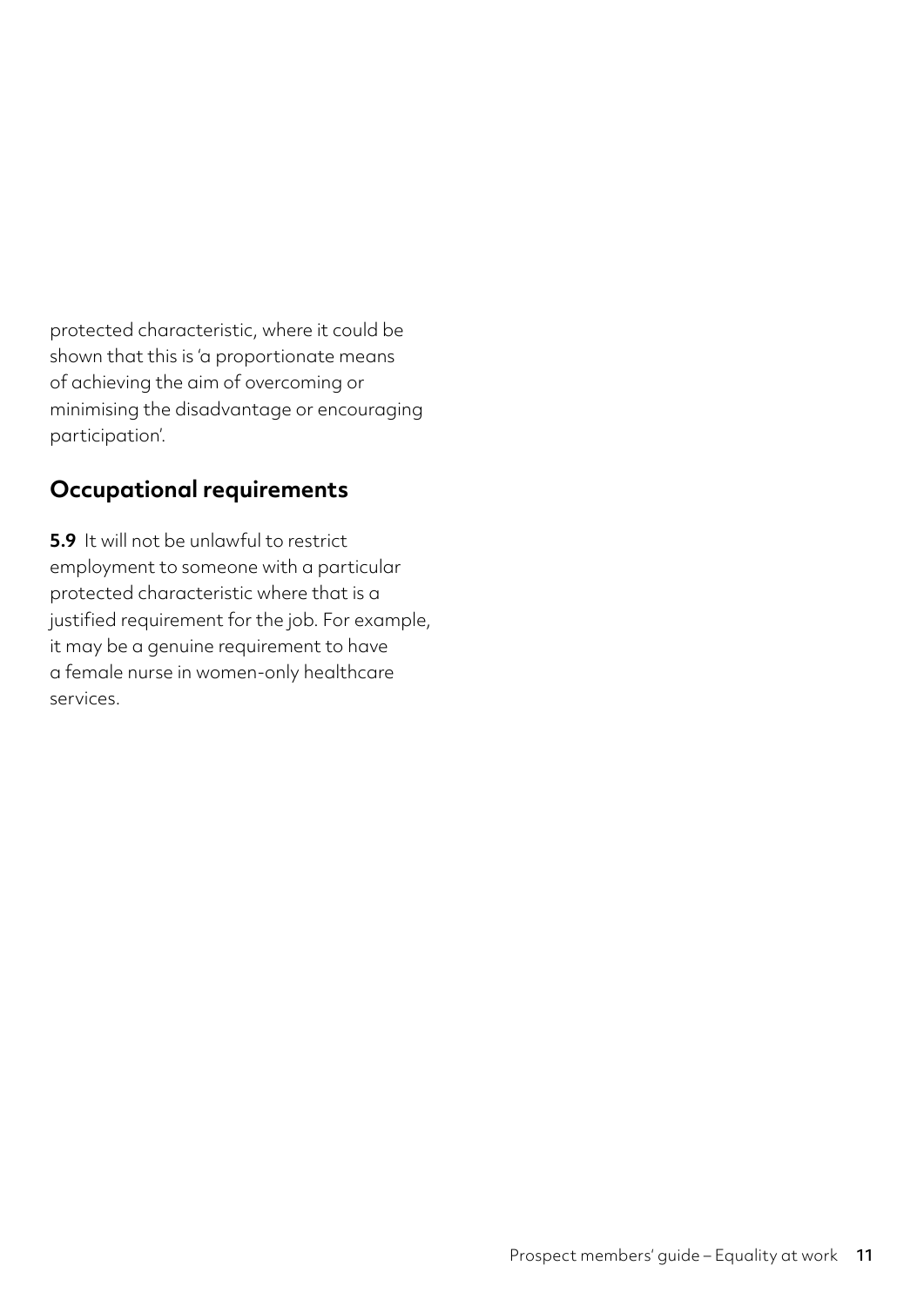protected characteristic, where it could be shown that this is 'a proportionate means of achieving the aim of overcoming or minimising the disadvantage or encouraging participation'.

## Occupational requirements

**5.9** It will not be unlawful to restrict employment to someone with a particular protected characteristic where that is a justified requirement for the job. For example, it may be a genuine requirement to have a female nurse in women-only healthcare services.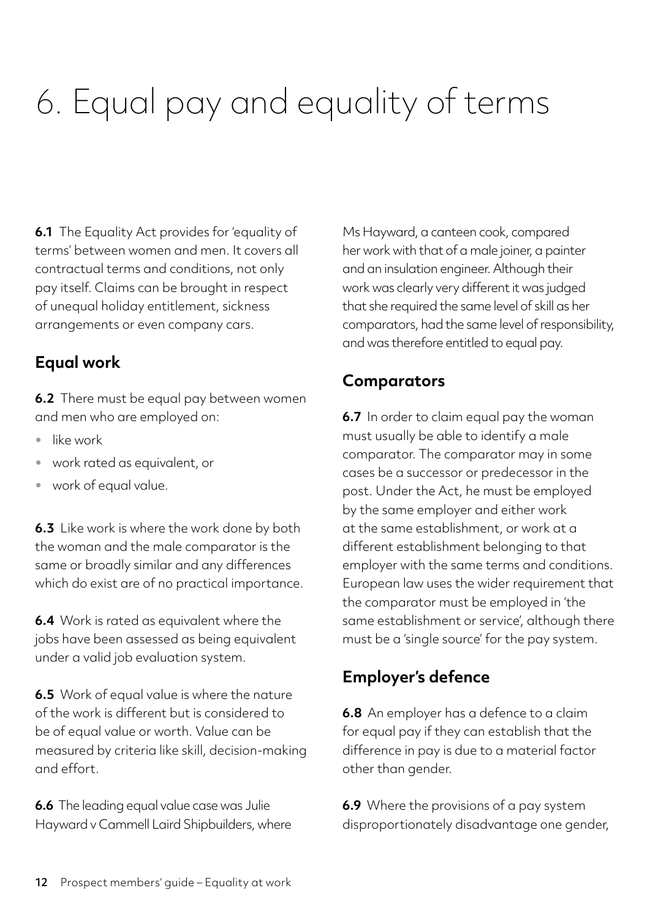# 6. Equal pay and equality of terms

**6.1** The Equality Act provides for 'equality of terms' between women and men. It covers all contractual terms and conditions, not only pay itself. Claims can be brought in respect of unequal holiday entitlement, sickness arrangements or even company cars.

## Equal work

**6.2** There must be equal pay between women and men who are employed on:

- like work
- work rated as equivalent, or
- work of equal value.

**6.3** Like work is where the work done by both the woman and the male comparator is the same or broadly similar and any differences which do exist are of no practical importance.

**6.4** Work is rated as equivalent where the jobs have been assessed as being equivalent under a valid job evaluation system.

**6.5** Work of equal value is where the nature of the work is different but is considered to be of equal value or worth. Value can be measured by criteria like skill, decision-making and effort.

**6.6** The leading equal value case was Julie Hayward v Cammell Laird Shipbuilders, where Ms Hayward, a canteen cook, compared her work with that of a male joiner, a painter and an insulation engineer. Although their work was clearly very different it was judged that she required the same level of skill as her comparators, had the same level of responsibility, and was therefore entitled to equal pay.

## Comparators

**6.7** In order to claim equal pay the woman must usually be able to identify a male comparator. The comparator may in some cases be a successor or predecessor in the post. Under the Act, he must be employed by the same employer and either work at the same establishment, or work at a different establishment belonging to that employer with the same terms and conditions. European law uses the wider requirement that the comparator must be employed in 'the same establishment or service', although there must be a 'single source' for the pay system.

## Employer's defence

**6.8** An employer has a defence to a claim for equal pay if they can establish that the difference in pay is due to a material factor other than gender.

**6.9** Where the provisions of a pay system disproportionately disadvantage one gender,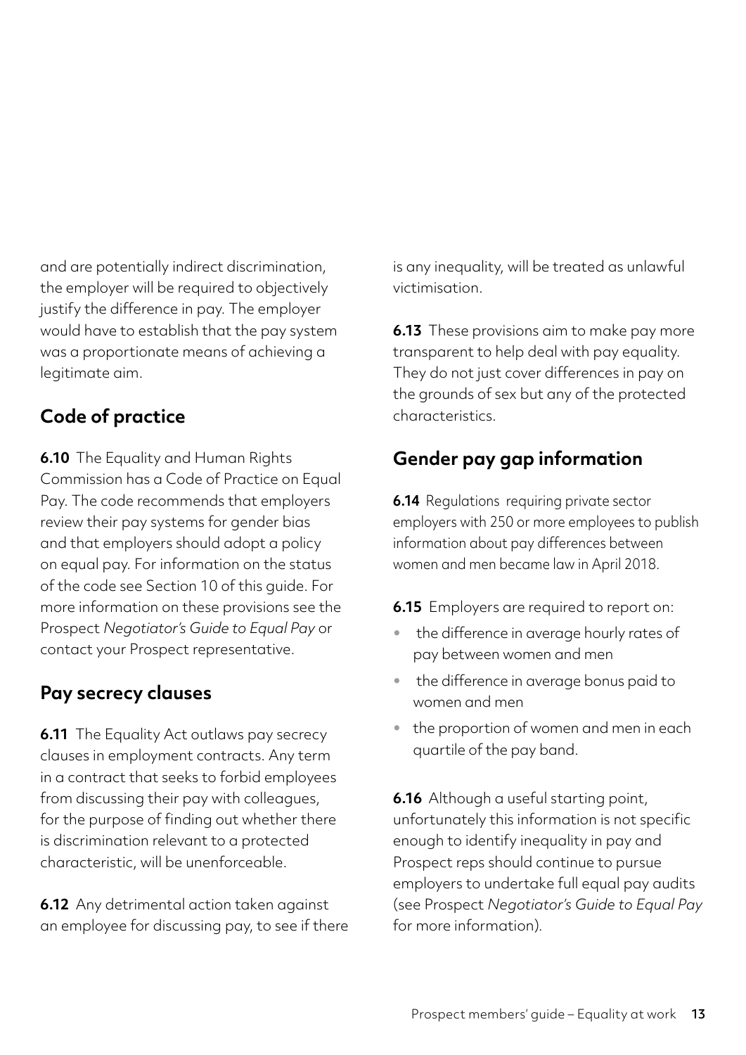and are potentially indirect discrimination, the employer will be required to objectively justify the difference in pay. The employer would have to establish that the pay system was a proportionate means of achieving a legitimate aim.

## Code of practice

**6.10** The Equality and Human Rights Commission has a Code of Practice on Equal Pay. The code recommends that employers review their pay systems for gender bias and that employers should adopt a policy on equal pay. For information on the status of the code see Section 10 of this guide. For more information on these provisions see the Prospect *Negotiator's Guide to Equal Pay* or contact your Prospect representative.

## Pay secrecy clauses

**6.11** The Equality Act outlaws pay secrecy clauses in employment contracts. Any term in a contract that seeks to forbid employees from discussing their pay with colleagues, for the purpose of finding out whether there is discrimination relevant to a protected characteristic, will be unenforceable.

**6.12** Any detrimental action taken against an employee for discussing pay, to see if there is any inequality, will be treated as unlawful victimisation.

**6.13** These provisions aim to make pay more transparent to help deal with pay equality. They do not just cover differences in pay on the grounds of sex but any of the protected characteristics.

## Gender pay gap information

**6.14** Regulations requiring private sector employers with 250 or more employees to publish information about pay differences between women and men became law in April 2018.

**6.15** Employers are required to report on:

- the difference in average hourly rates of pay between women and men
- the difference in average bonus paid to women and men
- the proportion of women and men in each quartile of the pay band.

**6.16** Although a useful starting point, unfortunately this information is not specific enough to identify inequality in pay and Prospect reps should continue to pursue employers to undertake full equal pay audits (see Prospect *Negotiator's Guide to Equal Pay* for more information).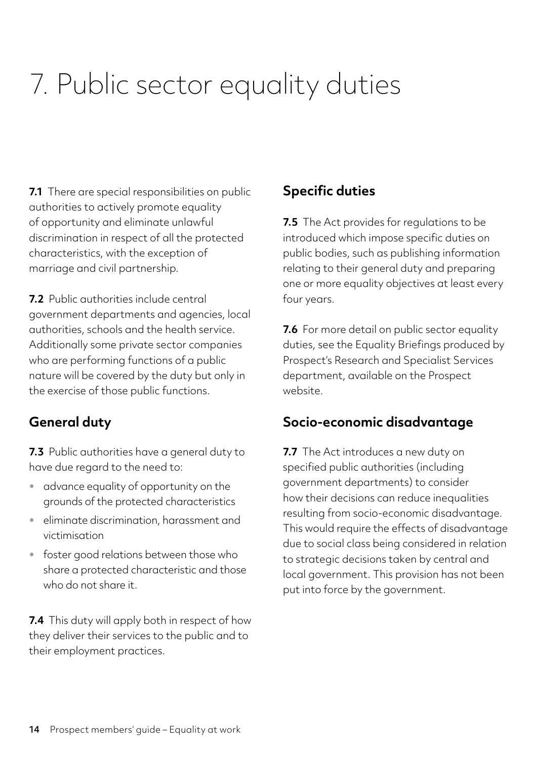# 7. Public sector equality duties

**7.1** There are special responsibilities on public authorities to actively promote equality of opportunity and eliminate unlawful discrimination in respect of all the protected characteristics, with the exception of marriage and civil partnership.

**7.2** Public authorities include central government departments and agencies, local authorities, schools and the health service. Additionally some private sector companies who are performing functions of a public nature will be covered by the duty but only in the exercise of those public functions.

## General duty

**7.3** Public authorities have a general duty to have due regard to the need to:

- advance equality of opportunity on the grounds of the protected characteristics
- eliminate discrimination, harassment and victimisation
- foster good relations between those who share a protected characteristic and those who do not share it.

**7.4** This duty will apply both in respect of how they deliver their services to the public and to their employment practices.

## Specific duties

**7.5** The Act provides for regulations to be introduced which impose specific duties on public bodies, such as publishing information relating to their general duty and preparing one or more equality objectives at least every four years.

**7.6** For more detail on public sector equality duties, see the Equality Briefings produced by Prospect's Research and Specialist Services department, available on the Prospect website.

## Socio-economic disadvantage

**7.7** The Act introduces a new duty on specified public authorities (including government departments) to consider how their decisions can reduce inequalities resulting from socio-economic disadvantage. This would require the effects of disadvantage due to social class being considered in relation to strategic decisions taken by central and local government. This provision has not been put into force by the government.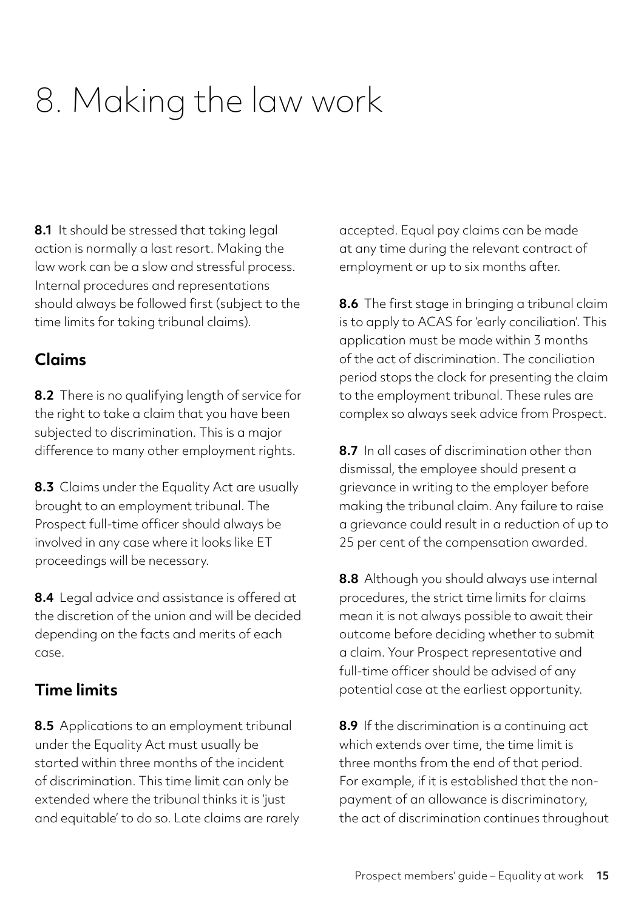# 8. Making the law work

**8.1** It should be stressed that taking legal action is normally a last resort. Making the law work can be a slow and stressful process. Internal procedures and representations should always be followed first (subject to the time limits for taking tribunal claims).

## Claims

**8.2** There is no qualifying length of service for the right to take a claim that you have been subjected to discrimination. This is a major difference to many other employment rights.

**8.3** Claims under the Equality Act are usually brought to an employment tribunal. The Prospect full-time officer should always be involved in any case where it looks like ET proceedings will be necessary.

**8.4** Legal advice and assistance is offered at the discretion of the union and will be decided depending on the facts and merits of each case.

## Time limits

**8.5** Applications to an employment tribunal under the Equality Act must usually be started within three months of the incident of discrimination. This time limit can only be extended where the tribunal thinks it is 'just and equitable' to do so. Late claims are rarely accepted. Equal pay claims can be made at any time during the relevant contract of employment or up to six months after.

**8.6** The first stage in bringing a tribunal claim is to apply to ACAS for 'early conciliation'. This application must be made within 3 months of the act of discrimination. The conciliation period stops the clock for presenting the claim to the employment tribunal. These rules are complex so always seek advice from Prospect.

**8.7** In all cases of discrimination other than dismissal, the employee should present a grievance in writing to the employer before making the tribunal claim. Any failure to raise a grievance could result in a reduction of up to 25 per cent of the compensation awarded.

**8.8** Although you should always use internal procedures, the strict time limits for claims mean it is not always possible to await their outcome before deciding whether to submit a claim. Your Prospect representative and full-time officer should be advised of any potential case at the earliest opportunity.

**8.9** If the discrimination is a continuing act which extends over time, the time limit is three months from the end of that period. For example, if it is established that the non-payment of an allowance is discriminatory, the act of discrimination continues throughout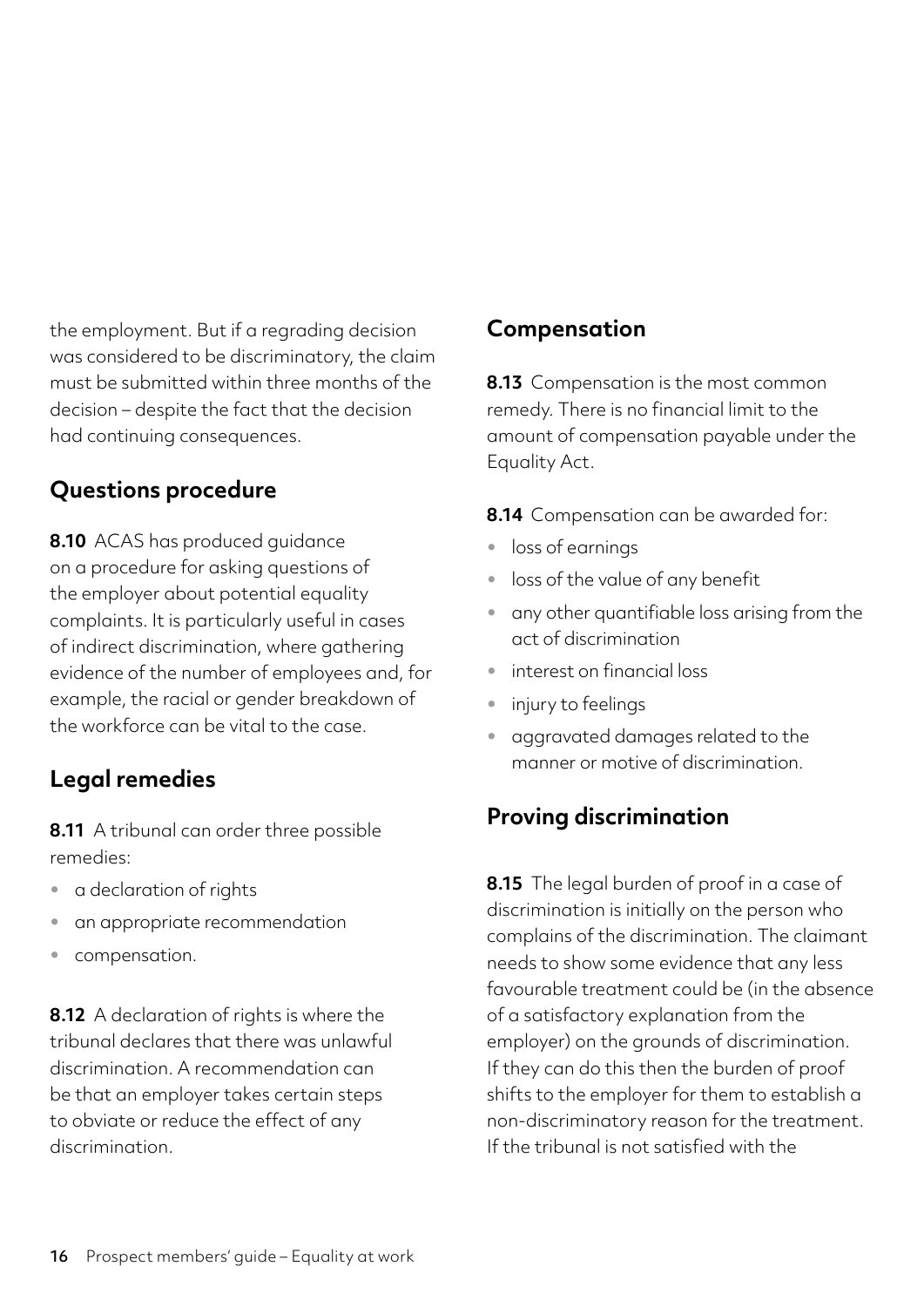the employment. But if a regrading decision was considered to be discriminatory, the claim must be submitted within three months of the decision – despite the fact that the decision had continuing consequences.

## Questions procedure

**8.10** ACAS has produced guidance on a procedure for asking questions of the employer about potential equality complaints. It is particularly useful in cases of indirect discrimination, where gathering evidence of the number of employees and, for example, the racial or gender breakdown of the workforce can be vital to the case.

## Legal remedies

**8.11** A tribunal can order three possible remedies:

- a declaration of rights
- an appropriate recommendation
- compensation.

**8.12** A declaration of rights is where the tribunal declares that there was unlawful discrimination. A recommendation can be that an employer takes certain steps to obviate or reduce the effect of any discrimination.

## Compensation

**8.13** Compensation is the most common remedy. There is no financial limit to the amount of compensation payable under the Equality Act.

**8.14** Compensation can be awarded for:

- loss of earnings
- loss of the value of any benefit
- any other quantifiable loss arising from the act of discrimination
- interest on financial loss
- injury to feelings
- aggravated damages related to the manner or motive of discrimination.

## Proving discrimination

**8.15** The legal burden of proof in a case of discrimination is initially on the person who complains of the discrimination. The claimant needs to show some evidence that any less favourable treatment could be (in the absence of a satisfactory explanation from the employer) on the grounds of discrimination. If they can do this then the burden of proof shifts to the employer for them to establish a non-discriminatory reason for the treatment. If the tribunal is not satisfied with the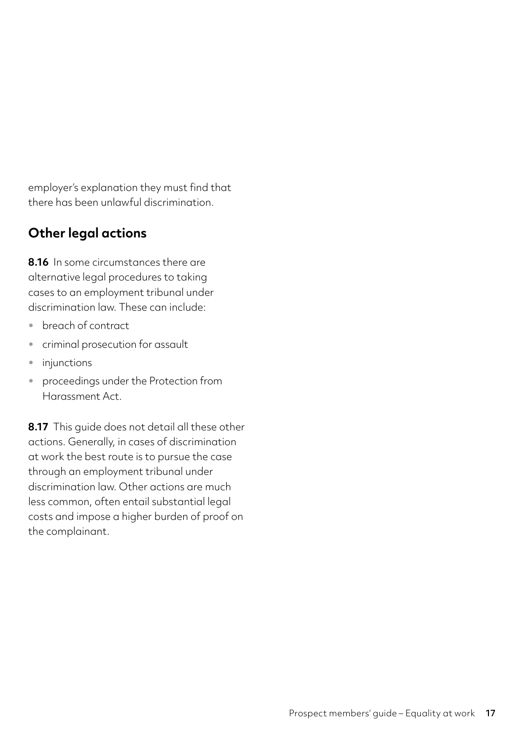employer's explanation they must find that there has been unlawful discrimination.

## Other legal actions

**8.16** In some circumstances there are alternative legal procedures to taking cases to an employment tribunal under discrimination law. These can include:

- breach of contract
- criminal prosecution for assault
- injunctions
- proceedings under the Protection from Harassment Act.

**8.17** This guide does not detail all these other actions. Generally, in cases of discrimination at work the best route is to pursue the case through an employment tribunal under discrimination law. Other actions are much less common, often entail substantial legal costs and impose a higher burden of proof on the complainant.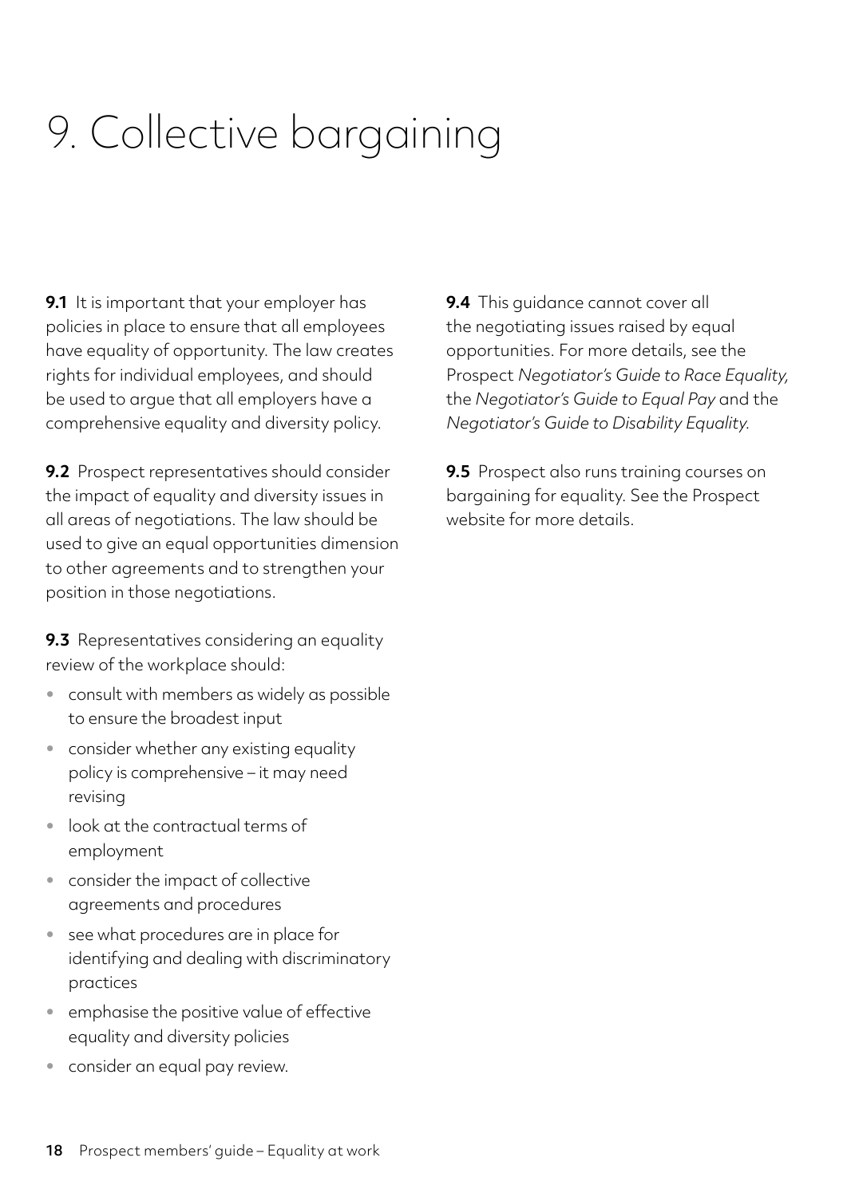# 9. Collective bargaining

**9.1** It is important that your employer has policies in place to ensure that all employees have equality of opportunity. The law creates rights for individual employees, and should be used to argue that all employers have a comprehensive equality and diversity policy.

**9.2** Prospect representatives should consider the impact of equality and diversity issues in all areas of negotiations. The law should be used to give an equal opportunities dimension to other agreements and to strengthen your position in those negotiations.

**9.3** Representatives considering an equality review of the workplace should:

- consult with members as widely as possible to ensure the broadest input
- consider whether any existing equality policy is comprehensive – it may need revising
- look at the contractual terms of employment
- consider the impact of collective agreements and procedures
- see what procedures are in place for identifying and dealing with discriminatory practices
- emphasise the positive value of effective equality and diversity policies
- consider an equal pay review.

**9.4** This guidance cannot cover all the negotiating issues raised by equal opportunities. For more details, see the Prospect *Negotiator's Guide to Race Equality,* the *Negotiator's Guide to Equal Pay* and the *Negotiator's Guide to Disability Equality.*

**9.5** Prospect also runs training courses on bargaining for equality. See the Prospect website for more details.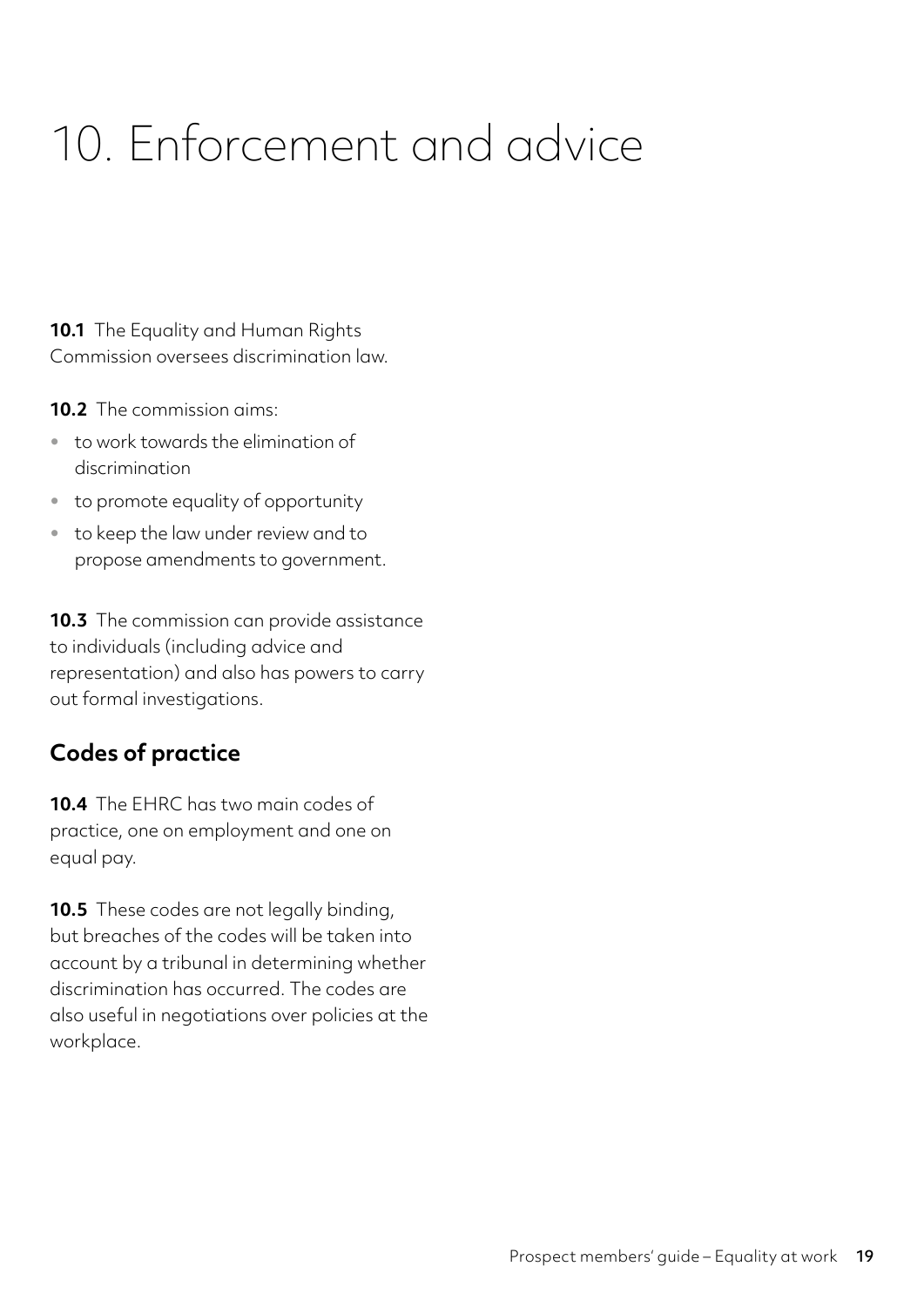# 10. Enforcement and advice

**10.1** The Equality and Human Rights Commission oversees discrimination law.

**10.2** The commission aims:

- to work towards the elimination of discrimination
- to promote equality of opportunity
- to keep the law under review and to propose amendments to government.

**10.3** The commission can provide assistance to individuals (including advice and representation) and also has powers to carry out formal investigations.

## Codes of practice

**10.4** The EHRC has two main codes of practice, one on employment and one on equal pay.

**10.5** These codes are not legally binding, but breaches of the codes will be taken into account by a tribunal in determining whether discrimination has occurred. The codes are also useful in negotiations over policies at the workplace.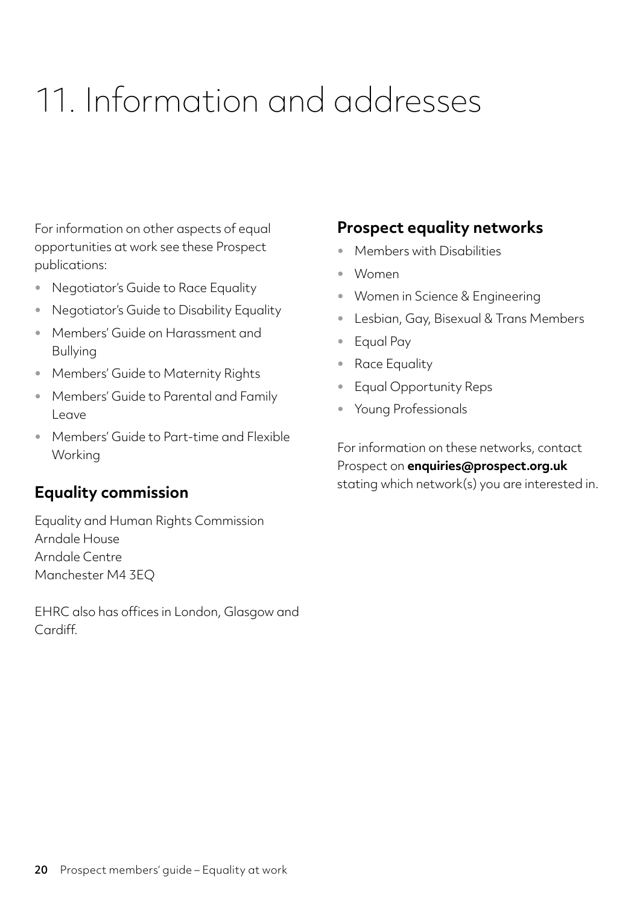# 11. Information and addresses

For information on other aspects of equal opportunities at work see these Prospect publications:

- Negotiator's Guide to Race Equality
- Negotiator's Guide to Disability Equality
- Members' Guide on Harassment and Bullying
- Members' Guide to Maternity Rights
- Members' Guide to Parental and Family Leave
- Members' Guide to Part-time and Flexible Working

## Equality commission

Equality and Human Rights Commission
Arndale House
Arndale Centre
Manchester M4 3EQ

EHRC also has offices in London, Glasgow and Cardiff.

## Prospect equality networks

- Members with Disabilities
- Women
- Women in Science & Engineering
- Lesbian, Gay, Bisexual & Trans Members
- Equal Pay
- Race Equality
- Equal Opportunity Reps
- Young Professionals

For information on these networks, contact Prospect on **enquiries@prospect.org.uk** stating which network(s) you are interested in.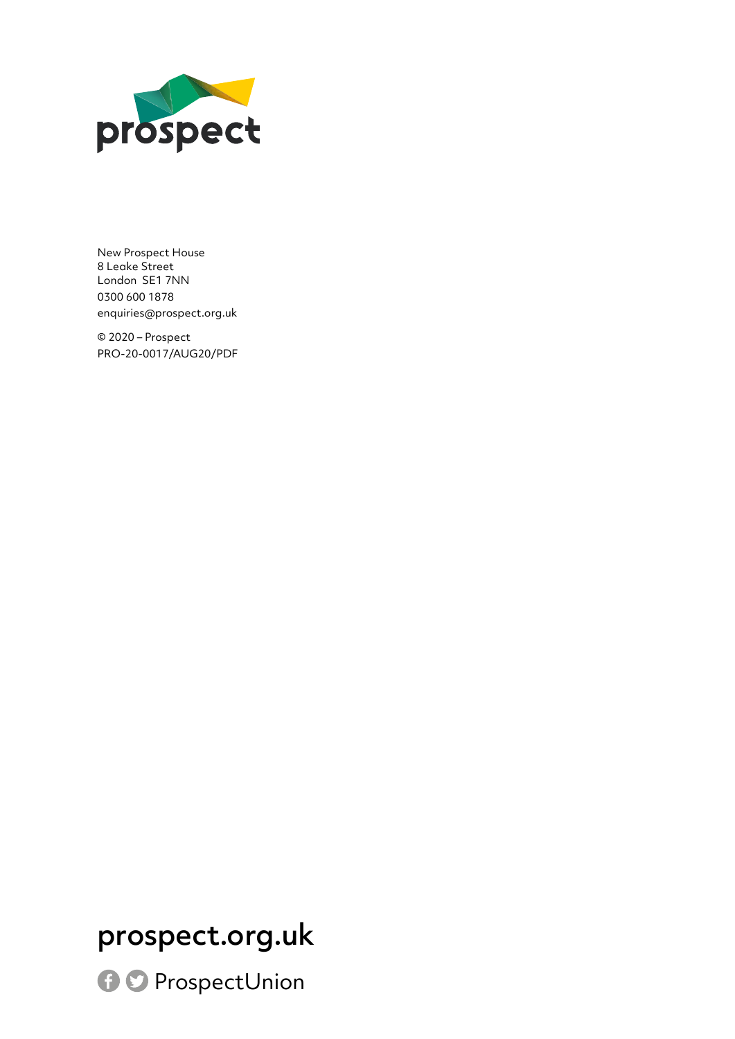prospect

New Prospect House
8 Leake Street
London SE1 7NN
0300 600 1878
enquiries@prospect.org.uk

© 2020 – Prospect
PRO-20-0017/AUG20/PDF

**prospect.org.uk**

ProspectUnion